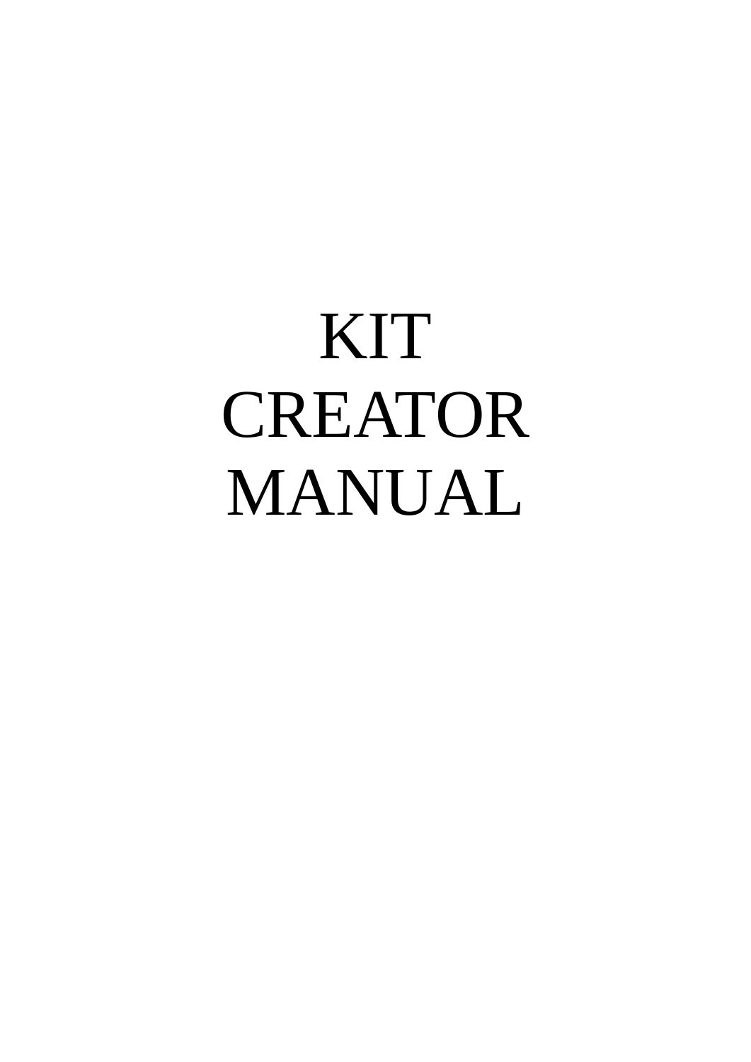# KIT CREATOR MANUAL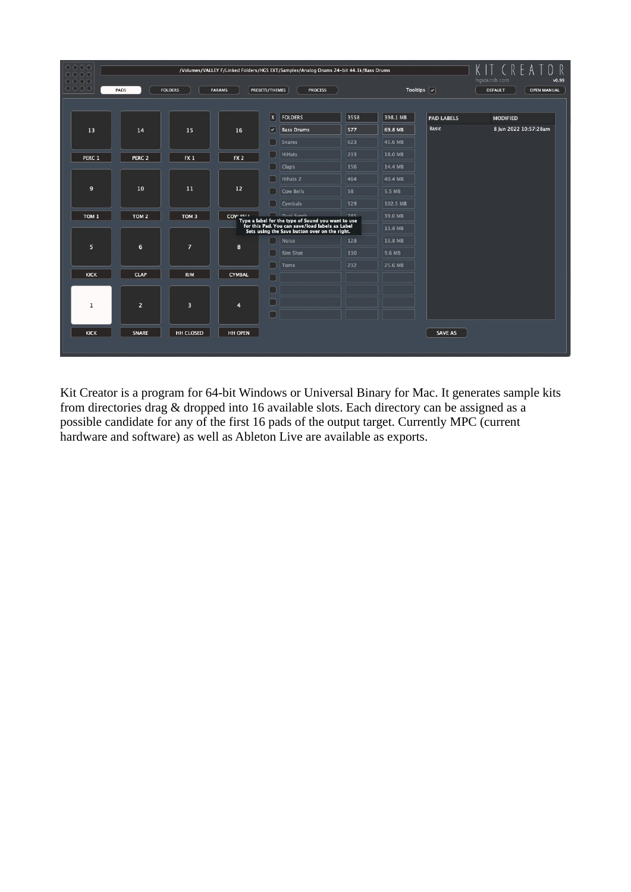Kit Creator is a program for 64-bit Windows or Universal Binary for Mac. It generates sample kits from directories drag & dropped into 16 available slots. Each directory can be assigned as a possible candidate for any of the first 16 pads of the output target. Currently MPC (current hardware and software) as well as Ableton Live are available as exports.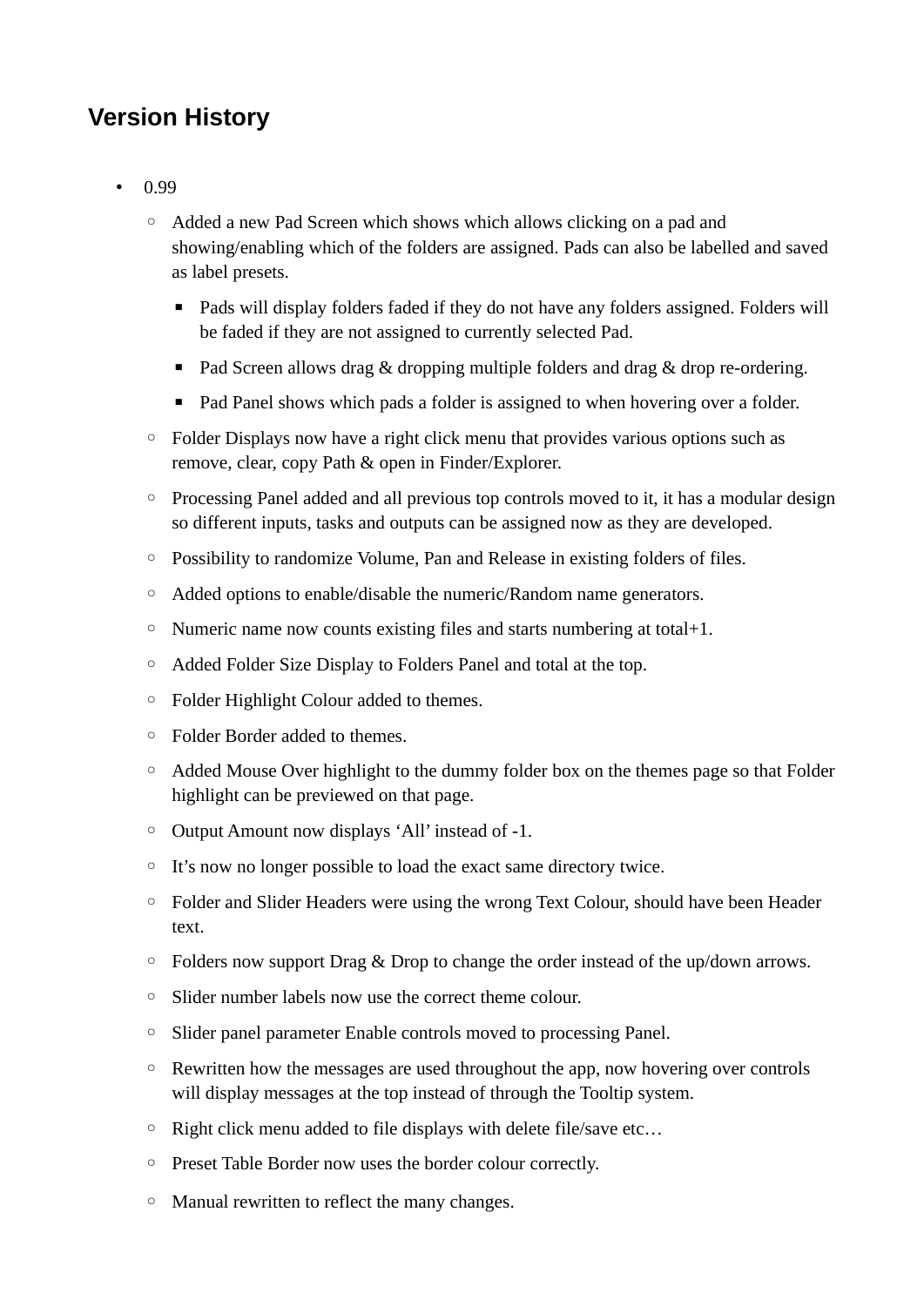## Version History

- 0.99
  - Added a new Pad Screen which shows which allows clicking on a pad and showing/enabling which of the folders are assigned. Pads can also be labelled and saved as label presets.
    - Pads will display folders faded if they do not have any folders assigned. Folders will be faded if they are not assigned to currently selected Pad.
    - Pad Screen allows drag & dropping multiple folders and drag & drop re-ordering.
    - Pad Panel shows which pads a folder is assigned to when hovering over a folder.
  - Folder Displays now have a right click menu that provides various options such as remove, clear, copy Path & open in Finder/Explorer.
  - Processing Panel added and all previous top controls moved to it, it has a modular design so different inputs, tasks and outputs can be assigned now as they are developed.
  - Possibility to randomize Volume, Pan and Release in existing folders of files.
  - Added options to enable/disable the numeric/Random name generators.
  - Numeric name now counts existing files and starts numbering at total+1.
  - Added Folder Size Display to Folders Panel and total at the top.
  - Folder Highlight Colour added to themes.
  - Folder Border added to themes.
  - Added Mouse Over highlight to the dummy folder box on the themes page so that Folder highlight can be previewed on that page.
  - Output Amount now displays ‘All’ instead of -1.
  - It’s now no longer possible to load the exact same directory twice.
  - Folder and Slider Headers were using the wrong Text Colour, should have been Header text.
  - Folders now support Drag & Drop to change the order instead of the up/down arrows.
  - Slider number labels now use the correct theme colour.
  - Slider panel parameter Enable controls moved to processing Panel.
  - Rewritten how the messages are used throughout the app, now hovering over controls will display messages at the top instead of through the Tooltip system.
  - Right click menu added to file displays with delete file/save etc…
  - Preset Table Border now uses the border colour correctly.
  - Manual rewritten to reflect the many changes.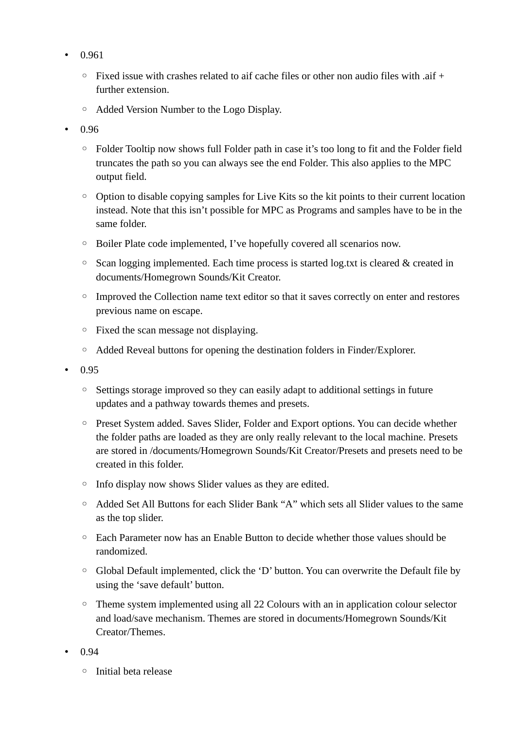- 0.961
    - Fixed issue with crashes related to aif cache files or other non audio files with .aif + further extension.
    - Added Version Number to the Logo Display.
- 0.96
    - Folder Tooltip now shows full Folder path in case it's too long to fit and the Folder field truncates the path so you can always see the end Folder. This also applies to the MPC output field.
    - Option to disable copying samples for Live Kits so the kit points to their current location instead. Note that this isn't possible for MPC as Programs and samples have to be in the same folder.
    - Boiler Plate code implemented, I've hopefully covered all scenarios now.
    - Scan logging implemented. Each time process is started log.txt is cleared & created in documents/Homegrown Sounds/Kit Creator.
    - Improved the Collection name text editor so that it saves correctly on enter and restores previous name on escape.
    - Fixed the scan message not displaying.
    - Added Reveal buttons for opening the destination folders in Finder/Explorer.
- 0.95
    - Settings storage improved so they can easily adapt to additional settings in future updates and a pathway towards themes and presets.
    - Preset System added. Saves Slider, Folder and Export options. You can decide whether the folder paths are loaded as they are only really relevant to the local machine. Presets are stored in /documents/Homegrown Sounds/Kit Creator/Presets and presets need to be created in this folder.
    - Info display now shows Slider values as they are edited.
    - Added Set All Buttons for each Slider Bank "A" which sets all Slider values to the same as the top slider.
    - Each Parameter now has an Enable Button to decide whether those values should be randomized.
    - Global Default implemented, click the 'D' button. You can overwrite the Default file by using the 'save default' button.
    - Theme system implemented using all 22 Colours with an in application colour selector and load/save mechanism. Themes are stored in documents/Homegrown Sounds/Kit Creator/Themes.
- 0.94
    - Initial beta release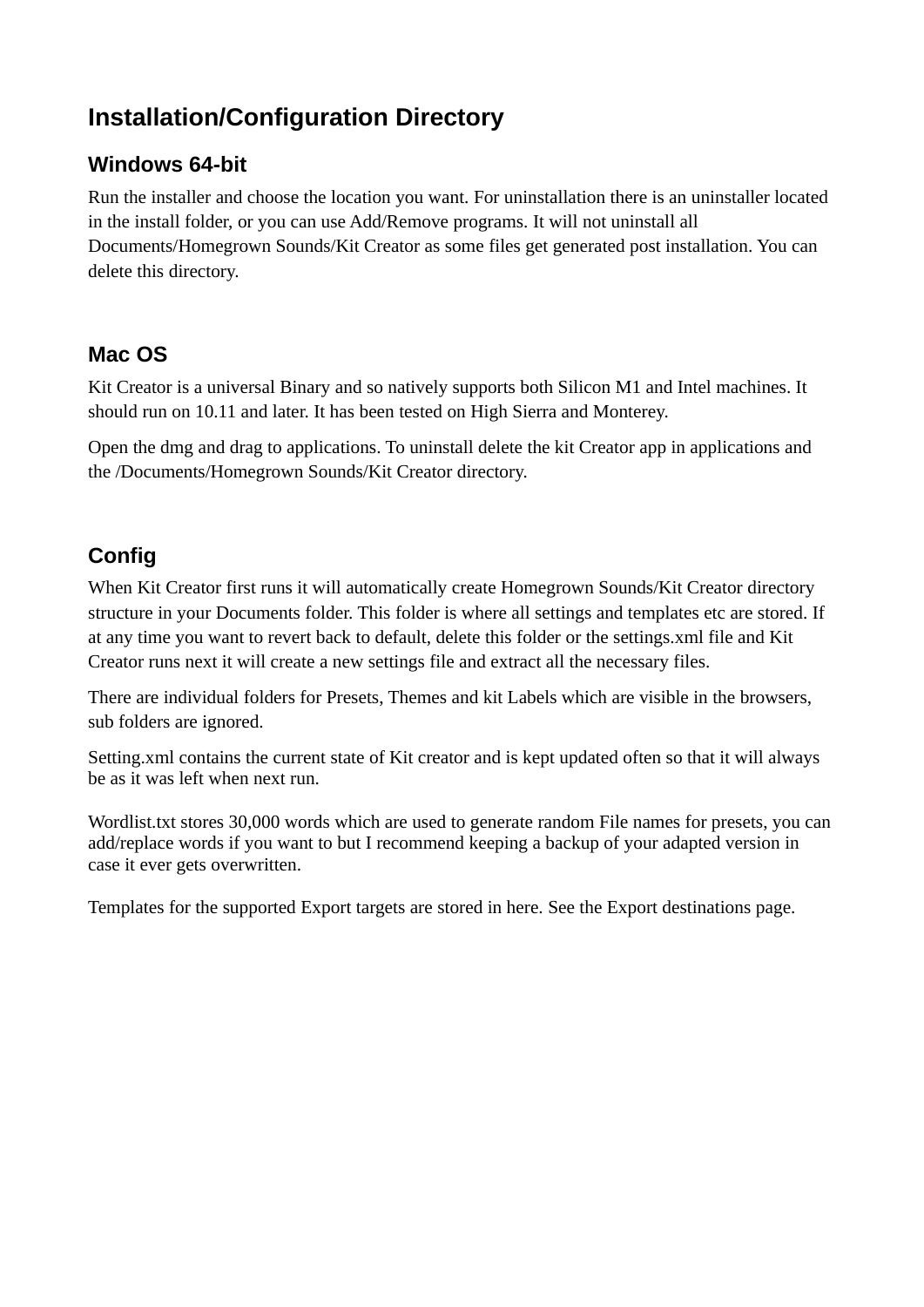## Installation/Configuration Directory

### Windows 64-bit

Run the installer and choose the location you want. For uninstallation there is an uninstaller located in the install folder, or you can use Add/Remove programs. It will not uninstall all Documents/Homegrown Sounds/Kit Creator as some files get generated post installation. You can delete this directory.

### Mac OS

Kit Creator is a universal Binary and so natively supports both Silicon M1 and Intel machines. It should run on 10.11 and later. It has been tested on High Sierra and Monterey.

Open the dmg and drag to applications. To uninstall delete the kit Creator app in applications and the /Documents/Homegrown Sounds/Kit Creator directory.

### Config

When Kit Creator first runs it will automatically create Homegrown Sounds/Kit Creator directory structure in your Documents folder. This folder is where all settings and templates etc are stored. If at any time you want to revert back to default, delete this folder or the settings.xml file and Kit Creator runs next it will create a new settings file and extract all the necessary files.

There are individual folders for Presets, Themes and kit Labels which are visible in the browsers, sub folders are ignored.

Setting.xml contains the current state of Kit creator and is kept updated often so that it will always be as it was left when next run.

Wordlist.txt stores 30,000 words which are used to generate random File names for presets, you can add/replace words if you want to but I recommend keeping a backup of your adapted version in case it ever gets overwritten.

Templates for the supported Export targets are stored in here. See the Export destinations page.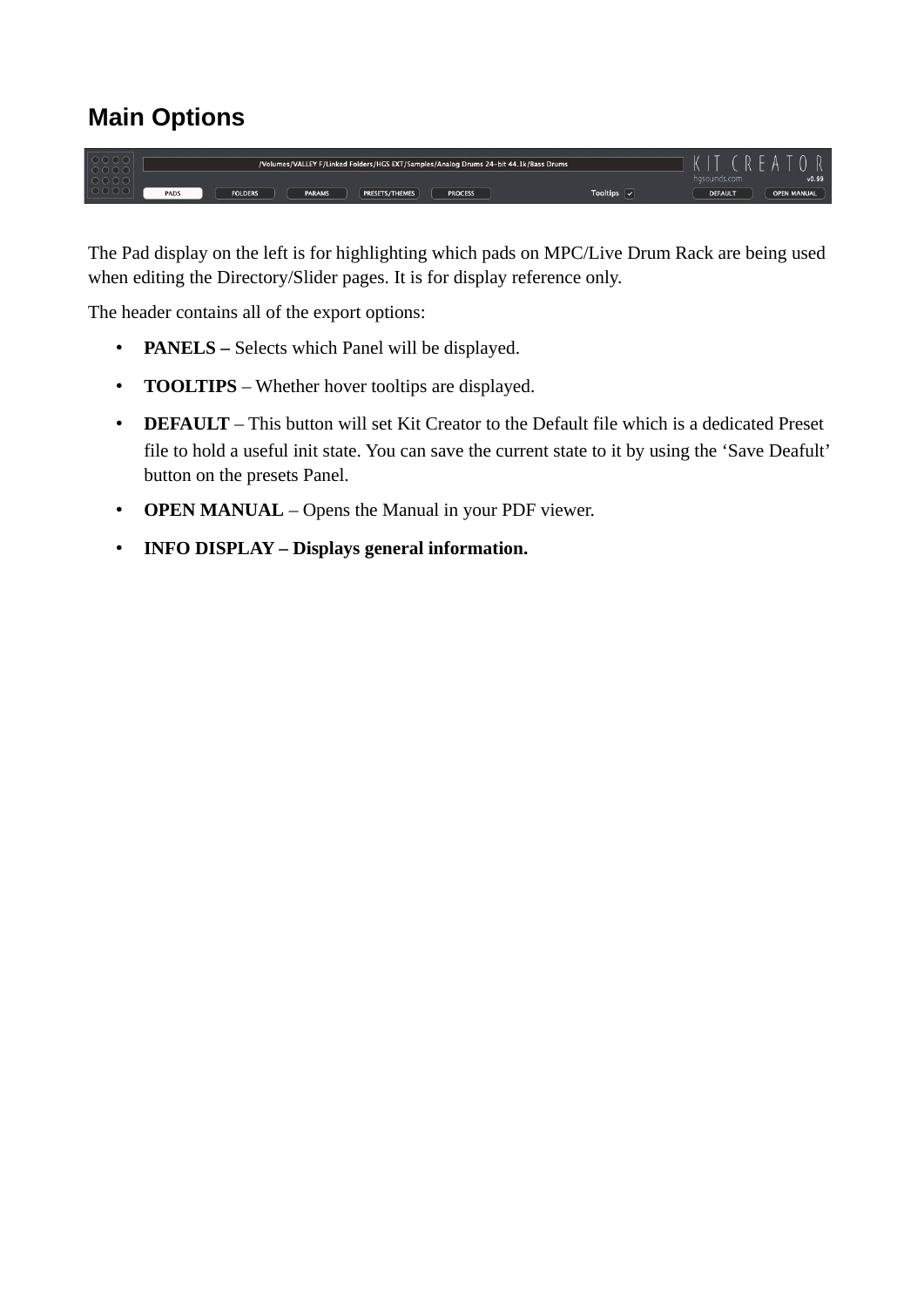## Main Options

The Pad display on the left is for highlighting which pads on MPC/Live Drum Rack are being used when editing the Directory/Slider pages. It is for display reference only.

The header contains all of the export options:

- **PANELS –** Selects which Panel will be displayed.
- **TOOLTIPS** – Whether hover tooltips are displayed.
- **DEFAULT** – This button will set Kit Creator to the Default file which is a dedicated Preset file to hold a useful init state. You can save the current state to it by using the 'Save Deafult' button on the presets Panel.
- **OPEN MANUAL** – Opens the Manual in your PDF viewer.
- **INFO DISPLAY – Displays general information.**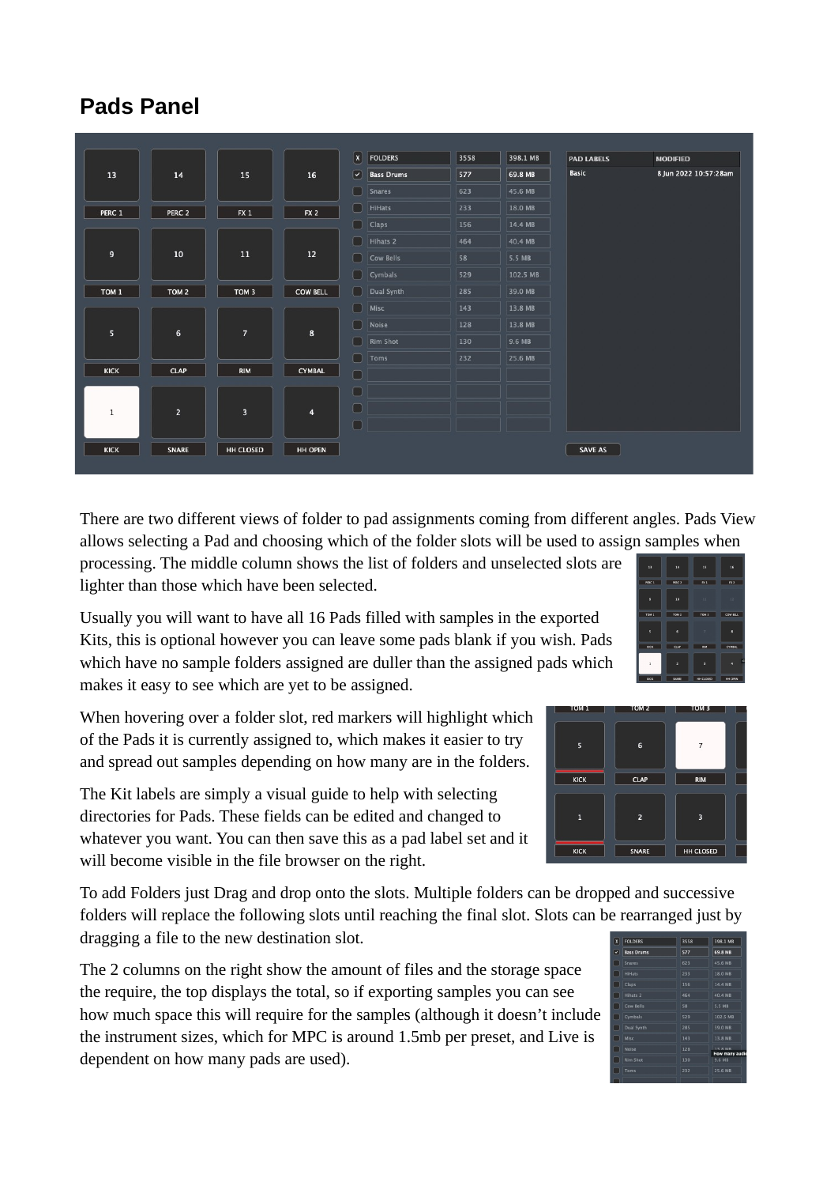## Pads Panel

There are two different views of folder to pad assignments coming from different angles. Pads View allows selecting a Pad and choosing which of the folder slots will be used to assign samples when processing. The middle column shows the list of folders and unselected slots are lighter than those which have been selected.

Usually you will want to have all 16 Pads filled with samples in the exported Kits, this is optional however you can leave some pads blank if you wish. Pads which have no sample folders assigned are duller than the assigned pads which makes it easy to see which are yet to be assigned.

When hovering over a folder slot, red markers will highlight which of the Pads it is currently assigned to, which makes it easier to try and spread out samples depending on how many are in the folders.

The Kit labels are simply a visual guide to help with selecting directories for Pads. These fields can be edited and changed to whatever you want. You can then save this as a pad label set and it will become visible in the file browser on the right.

To add Folders just Drag and drop onto the slots. Multiple folders can be dropped and successive folders will replace the following slots until reaching the final slot. Slots can be rearranged just by dragging a file to the new destination slot.

The 2 columns on the right show the amount of files and the storage space the require, the top displays the total, so if exporting samples you can see how much space this will require for the samples (although it doesn't include the instrument sizes, which for MPC is around 1.5mb per preset, and Live is dependent on how many pads are used).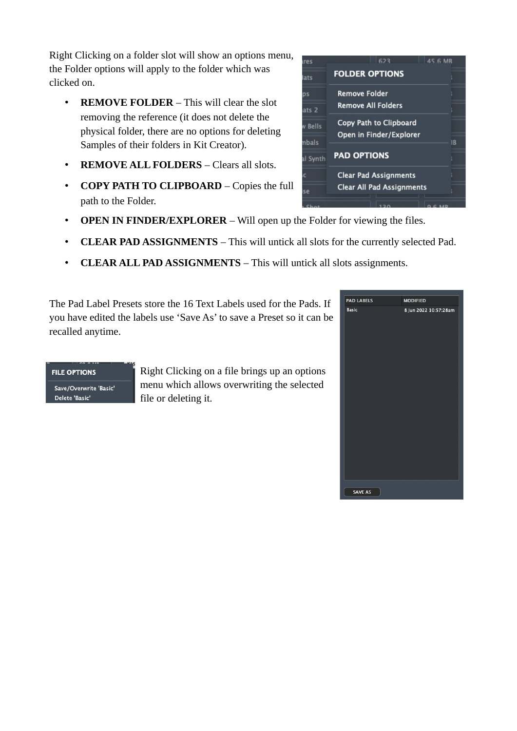Right Clicking on a folder slot will show an options menu, the Folder options will apply to the folder which was clicked on.

- **REMOVE FOLDER** – This will clear the slot removing the reference (it does not delete the physical folder, there are no options for deleting Samples of their folders in Kit Creator).
- **REMOVE ALL FOLDERS** – Clears all slots.
- **COPY PATH TO CLIPBOARD** – Copies the full path to the Folder.
- **OPEN IN FINDER/EXPLORER** – Will open up the Folder for viewing the files.
- **CLEAR PAD ASSIGNMENTS** – This will untick all slots for the currently selected Pad.
- **CLEAR ALL PAD ASSIGNMENTS** – This will untick all slots assignments.

The Pad Label Presets store the 16 Text Labels used for the Pads. If you have edited the labels use 'Save As' to save a Preset so it can be recalled anytime.

Right Clicking on a file brings up an options menu which allows overwriting the selected file or deleting it.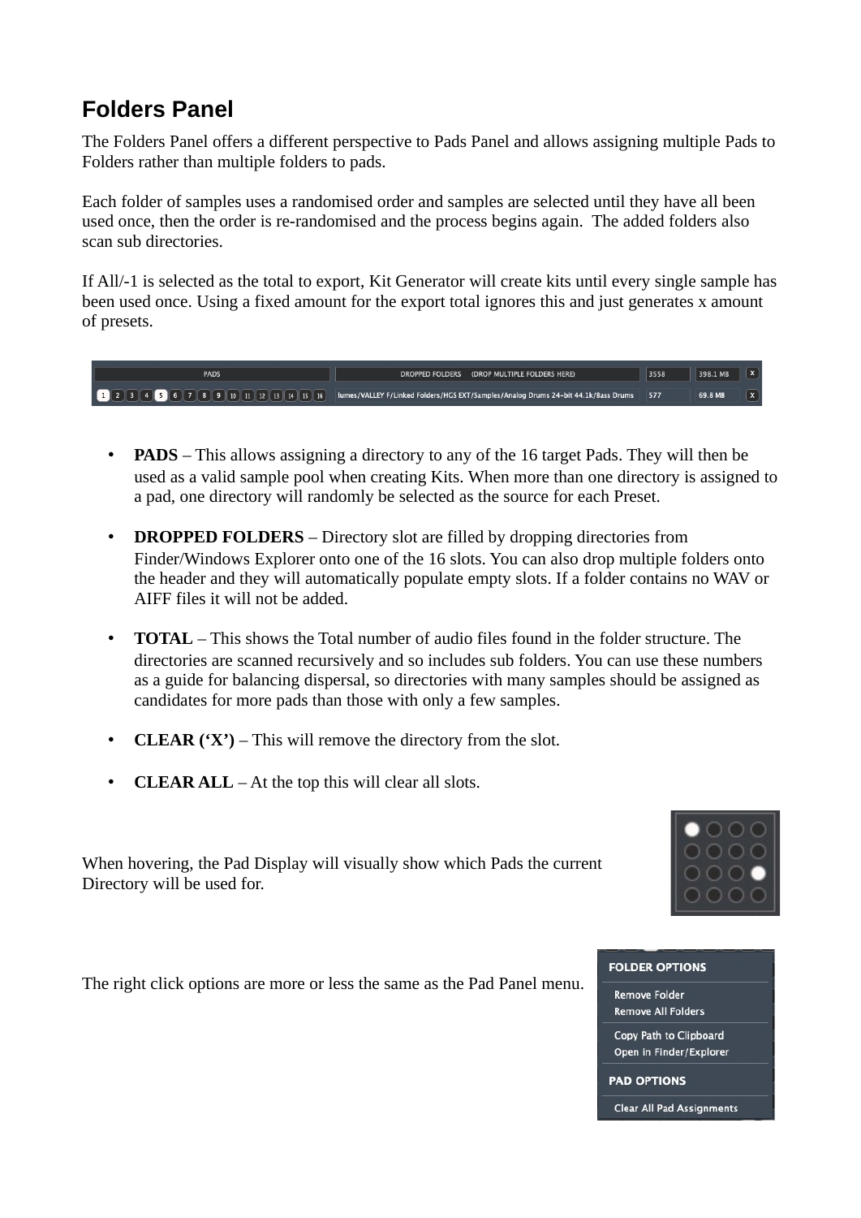## Folders Panel

The Folders Panel offers a different perspective to Pads Panel and allows assigning multiple Pads to Folders rather than multiple folders to pads.

Each folder of samples uses a randomised order and samples are selected until they have all been used once, then the order is re-randomised and the process begins again. The added folders also scan sub directories.

If All/-1 is selected as the total to export, Kit Generator will create kits until every single sample has been used once. Using a fixed amount for the export total ignores this and just generates x amount of presets.

- **PADS** – This allows assigning a directory to any of the 16 target Pads. They will then be used as a valid sample pool when creating Kits. When more than one directory is assigned to a pad, one directory will randomly be selected as the source for each Preset.
- **DROPPED FOLDERS** – Directory slot are filled by dropping directories from Finder/Windows Explorer onto one of the 16 slots. You can also drop multiple folders onto the header and they will automatically populate empty slots. If a folder contains no WAV or AIFF files it will not be added.
- **TOTAL** – This shows the Total number of audio files found in the folder structure. The directories are scanned recursively and so includes sub folders. You can use these numbers as a guide for balancing dispersal, so directories with many samples should be assigned as candidates for more pads than those with only a few samples.
- **CLEAR (‘X’)** – This will remove the directory from the slot.
- **CLEAR ALL** – At the top this will clear all slots.

When hovering, the Pad Display will visually show which Pads the current Directory will be used for.

The right click options are more or less the same as the Pad Panel menu.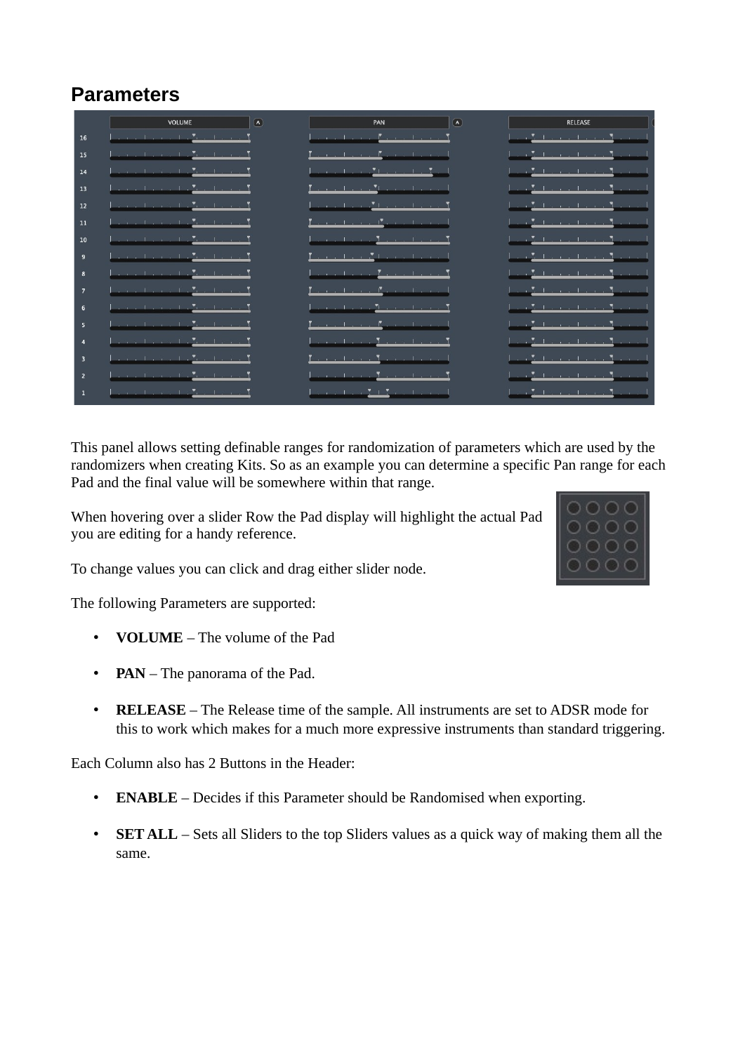## Parameters

This panel allows setting definable ranges for randomization of parameters which are used by the randomizers when creating Kits. So as an example you can determine a specific Pan range for each Pad and the final value will be somewhere within that range.

When hovering over a slider Row the Pad display will highlight the actual Pad you are editing for a handy reference.

To change values you can click and drag either slider node.

The following Parameters are supported:

- **VOLUME** – The volume of the Pad
- **PAN** – The panorama of the Pad.
- **RELEASE** – The Release time of the sample. All instruments are set to ADSR mode for this to work which makes for a much more expressive instruments than standard triggering.

Each Column also has 2 Buttons in the Header:

- **ENABLE** – Decides if this Parameter should be Randomised when exporting.
- **SET ALL** – Sets all Sliders to the top Sliders values as a quick way of making them all the same.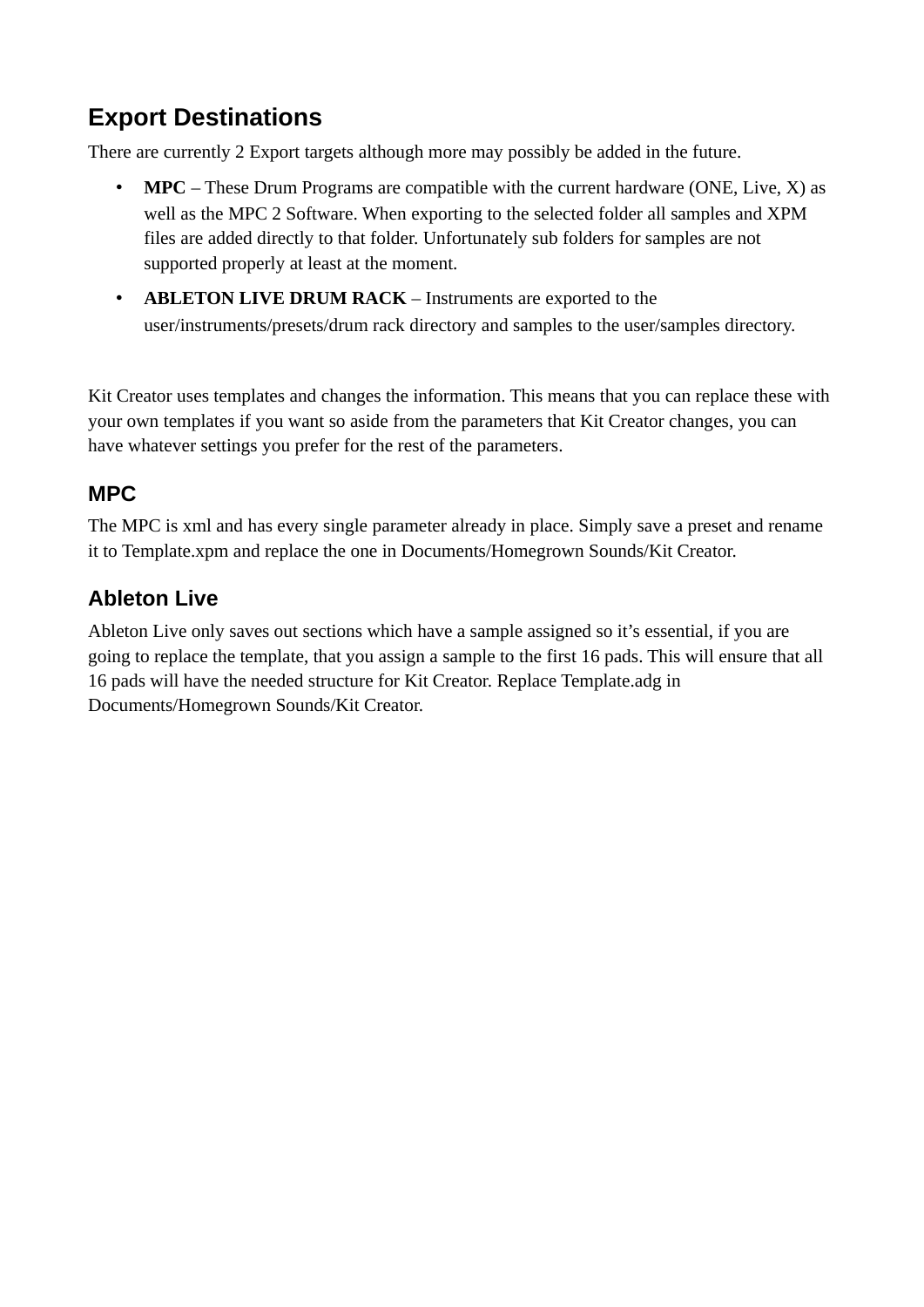## Export Destinations

There are currently 2 Export targets although more may possibly be added in the future.

- **MPC** – These Drum Programs are compatible with the current hardware (ONE, Live, X) as well as the MPC 2 Software. When exporting to the selected folder all samples and XPM files are added directly to that folder. Unfortunately sub folders for samples are not supported properly at least at the moment.
- **ABLETON LIVE DRUM RACK** – Instruments are exported to the user/instruments/presets/drum rack directory and samples to the user/samples directory.

Kit Creator uses templates and changes the information. This means that you can replace these with your own templates if you want so aside from the parameters that Kit Creator changes, you can have whatever settings you prefer for the rest of the parameters.

### MPC

The MPC is xml and has every single parameter already in place. Simply save a preset and rename it to Template.xpm and replace the one in Documents/Homegrown Sounds/Kit Creator.

### Ableton Live

Ableton Live only saves out sections which have a sample assigned so it's essential, if you are going to replace the template, that you assign a sample to the first 16 pads. This will ensure that all 16 pads will have the needed structure for Kit Creator. Replace Template.adg in Documents/Homegrown Sounds/Kit Creator.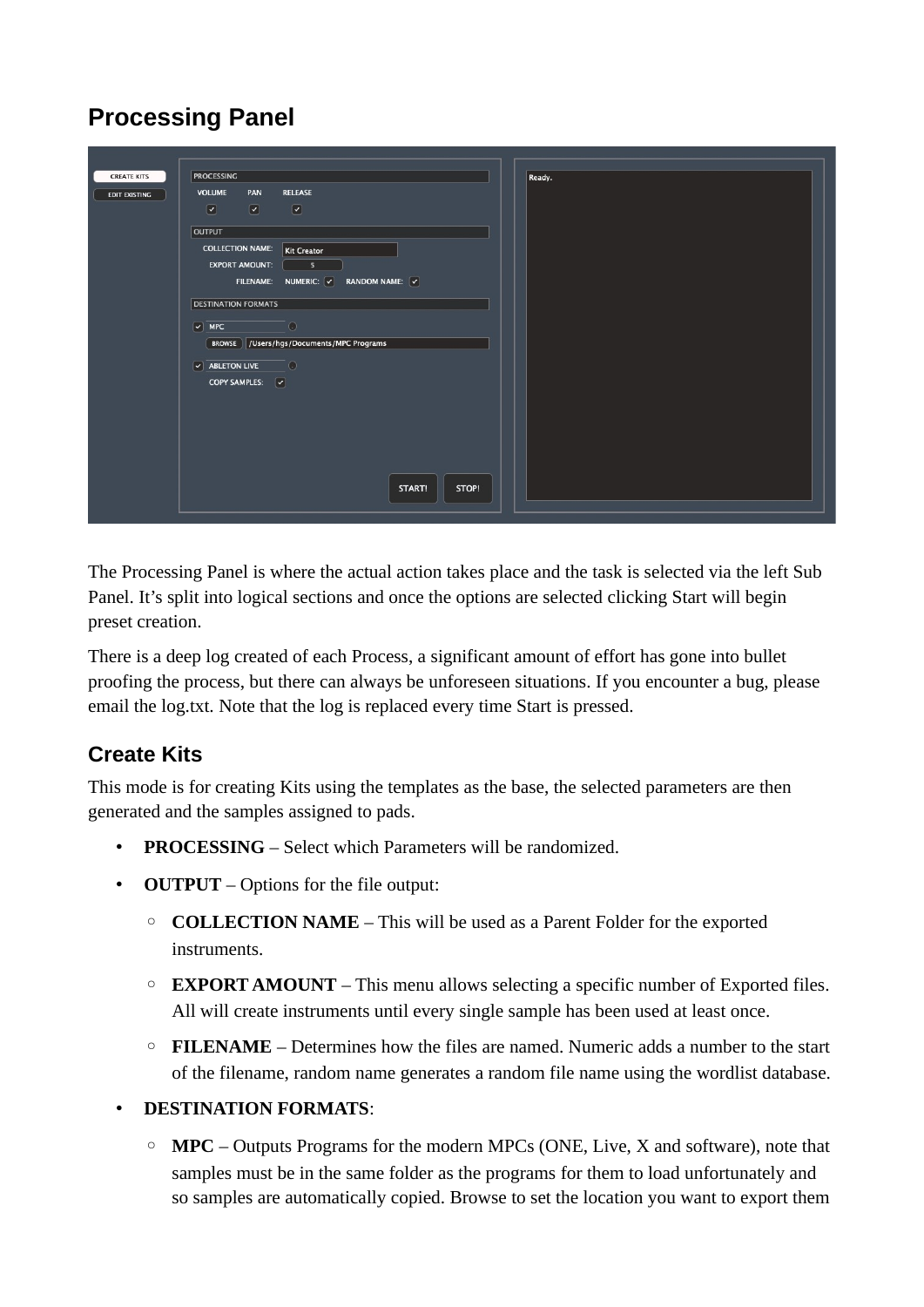## Processing Panel

The Processing Panel is where the actual action takes place and the task is selected via the left Sub Panel. It's split into logical sections and once the options are selected clicking Start will begin preset creation.

There is a deep log created of each Process, a significant amount of effort has gone into bullet proofing the process, but there can always be unforeseen situations. If you encounter a bug, please email the log.txt. Note that the log is replaced every time Start is pressed.

### Create Kits

This mode is for creating Kits using the templates as the base, the selected parameters are then generated and the samples assigned to pads.

- **PROCESSING** – Select which Parameters will be randomized.
- **OUTPUT** – Options for the file output:
  - **COLLECTION NAME** – This will be used as a Parent Folder for the exported instruments.
  - **EXPORT AMOUNT** – This menu allows selecting a specific number of Exported files. All will create instruments until every single sample has been used at least once.
  - **FILENAME** – Determines how the files are named. Numeric adds a number to the start of the filename, random name generates a random file name using the wordlist database.
- **DESTINATION FORMATS**:
  - **MPC** – Outputs Programs for the modern MPCs (ONE, Live, X and software), note that samples must be in the same folder as the programs for them to load unfortunately and so samples are automatically copied. Browse to set the location you want to export them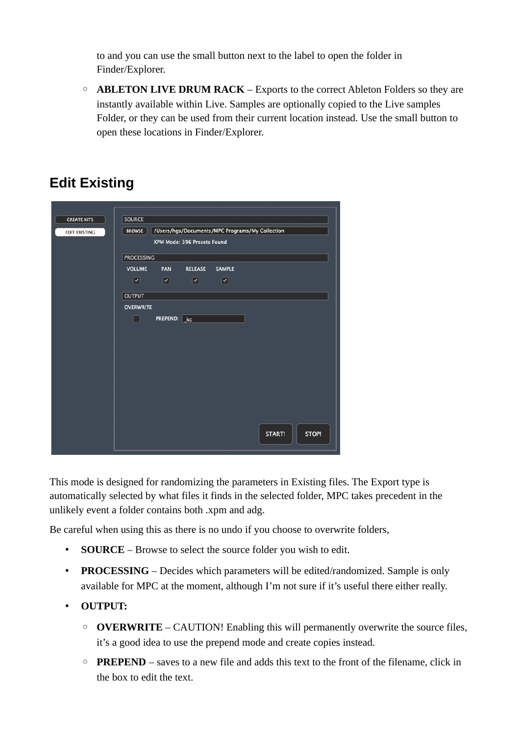to and you can use the small button next to the label to open the folder in Finder/Explorer.

  - **ABLETON LIVE DRUM RACK** – Exports to the correct Ableton Folders so they are instantly available within Live. Samples are optionally copied to the Live samples Folder, or they can be used from their current location instead. Use the small button to open these locations in Finder/Explorer.

## Edit Existing

This mode is designed for randomizing the parameters in Existing files. The Export type is automatically selected by what files it finds in the selected folder, MPC takes precedent in the unlikely event a folder contains both .xpm and adg.

Be careful when using this as there is no undo if you choose to overwrite folders,

- **SOURCE** – Browse to select the source folder you wish to edit.
- **PROCESSING** – Decides which parameters will be edited/randomized. Sample is only available for MPC at the moment, although I'm not sure if it's useful there either really.
- **OUTPUT:**
  - **OVERWRITE** – CAUTION! Enabling this will permanently overwrite the source files, it's a good idea to use the prepend mode and create copies instead.
  - **PREPEND** – saves to a new file and adds this text to the front of the filename, click in the box to edit the text.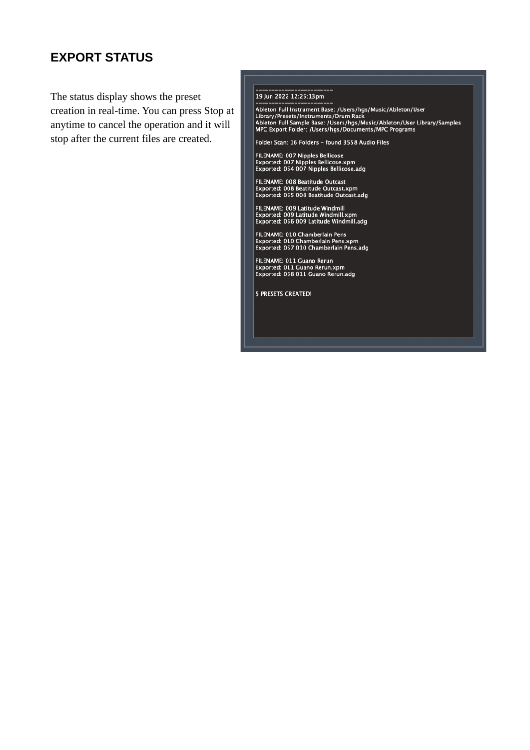## EXPORT STATUS

The status display shows the preset creation in real-time. You can press Stop at anytime to cancel the operation and it will stop after the current files are created.

```
------------------------
19 Jun 2022 12:25:13pm
------------------------
Ableton Full Instrument Base: /Users/hgs/Music/Ableton/User
Library/Presets/Instruments/Drum Rack
Ableton Full Sample Base: /Users/hgs/Music/Ableton/User Library/Samples
MPC Export Folder: /Users/hgs/Documents/MPC Programs

Folder Scan: 16 Folders - found 3558 Audio Files

FILENAME: 007 Nipples Bellicose
Exported: 007 Nipples Bellicose.xpm
Exported: 054 007 Nipples Bellicose.adg

FILENAME: 008 Beatitude Outcast
Exported: 008 Beatitude Outcast.xpm
Exported: 055 008 Beatitude Outcast.adg

FILENAME: 009 Latitude Windmill
Exported: 009 Latitude Windmill.xpm
Exported: 056 009 Latitude Windmill.adg

FILENAME: 010 Chamberlain Pens
Exported: 010 Chamberlain Pens.xpm
Exported: 057 010 Chamberlain Pens.adg

FILENAME: 011 Guano Rerun
Exported: 011 Guano Rerun.xpm
Exported: 058 011 Guano Rerun.adg


5 PRESETS CREATED!
```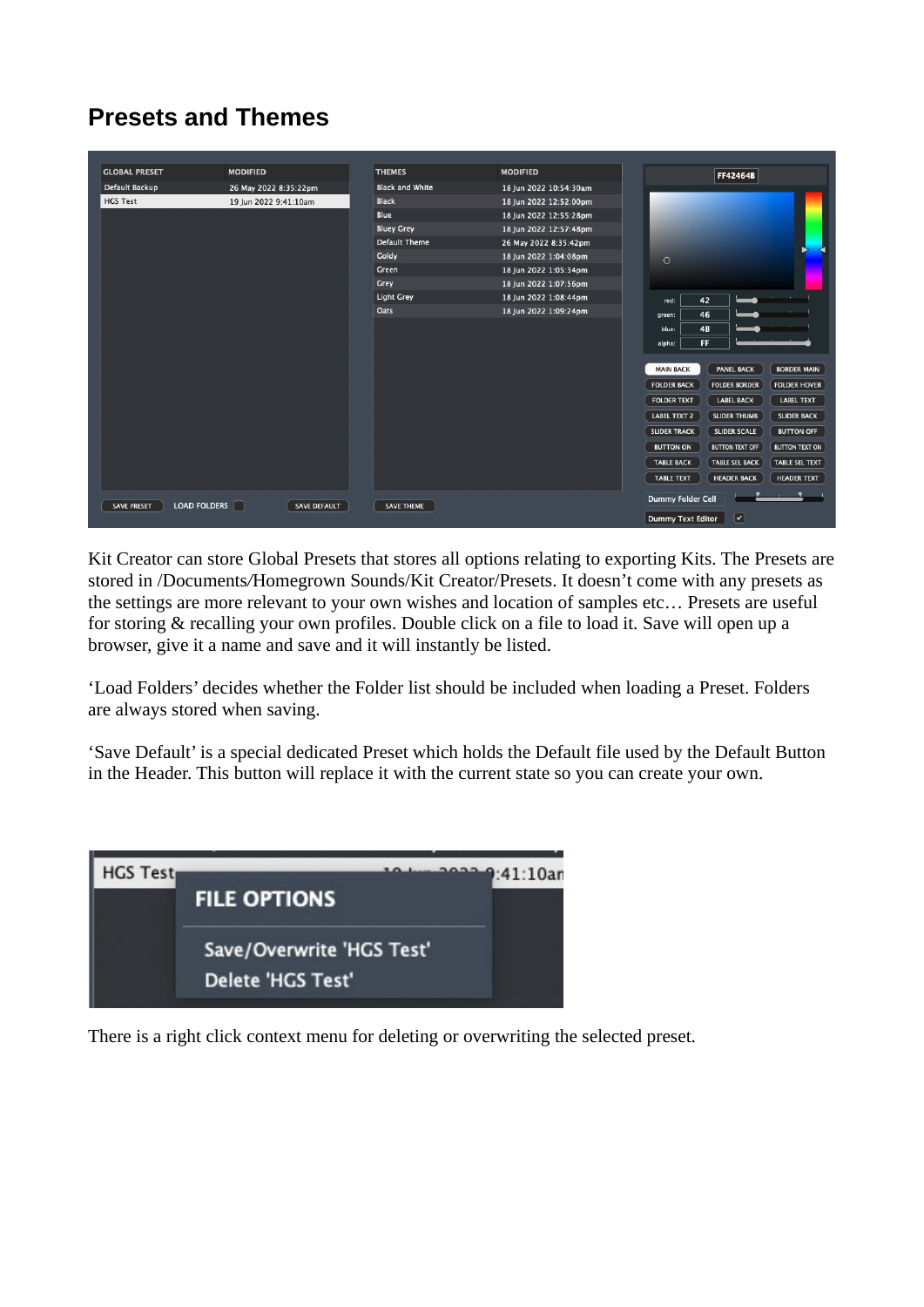## Presets and Themes

Kit Creator can store Global Presets that stores all options relating to exporting Kits. The Presets are stored in /Documents/Homegrown Sounds/Kit Creator/Presets. It doesn't come with any presets as the settings are more relevant to your own wishes and location of samples etc… Presets are useful for storing & recalling your own profiles. Double click on a file to load it. Save will open up a browser, give it a name and save and it will instantly be listed.

'Load Folders' decides whether the Folder list should be included when loading a Preset. Folders are always stored when saving.

'Save Default' is a special dedicated Preset which holds the Default file used by the Default Button in the Header. This button will replace it with the current state so you can create your own.

There is a right click context menu for deleting or overwriting the selected preset.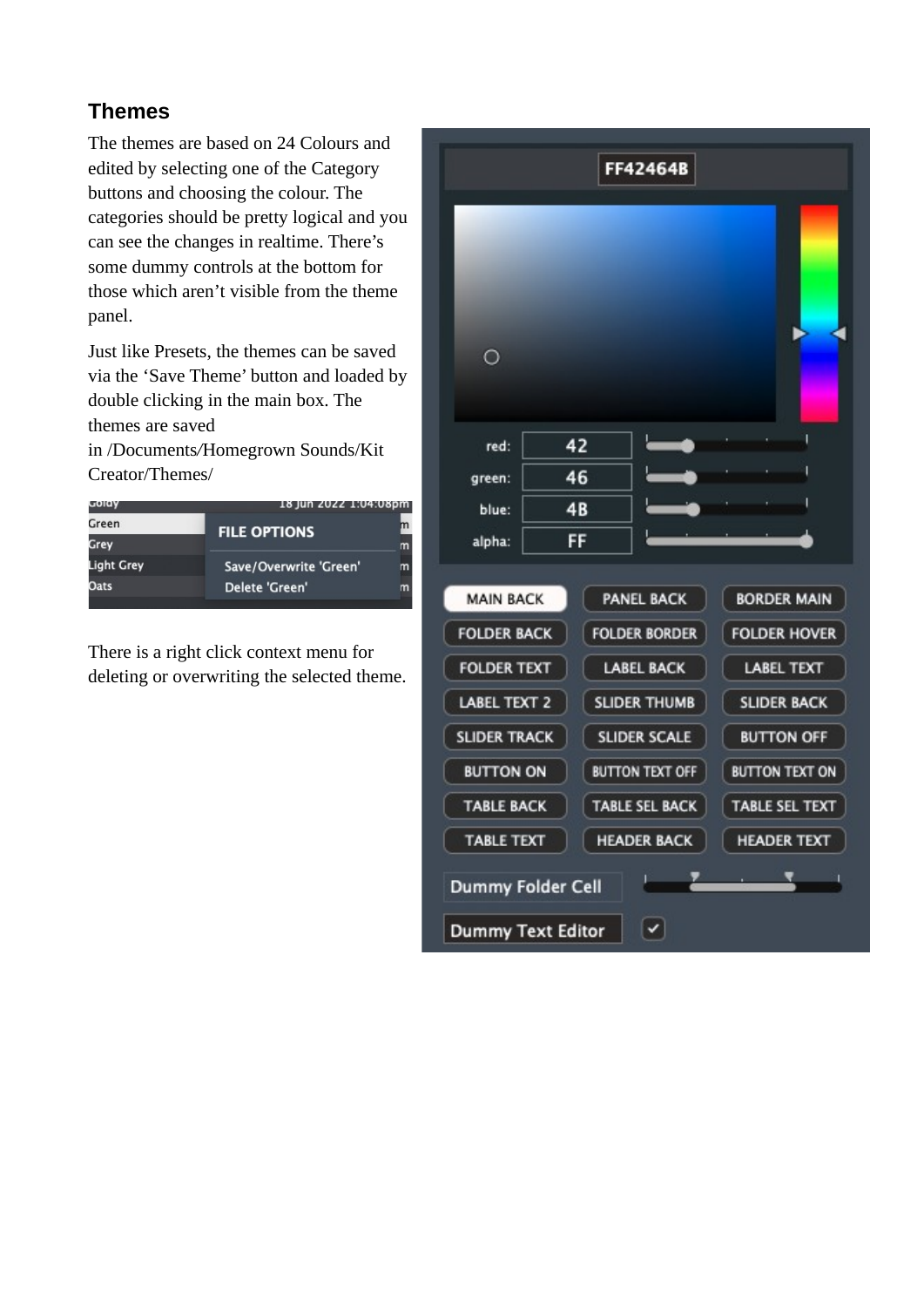## Themes

The themes are based on 24 Colours and edited by selecting one of the Category buttons and choosing the colour. The categories should be pretty logical and you can see the changes in realtime. There's some dummy controls at the bottom for those which aren't visible from the theme panel.

Just like Presets, the themes can be saved via the 'Save Theme' button and loaded by double clicking in the main box. The themes are saved in /Documents/Homegrown Sounds/Kit Creator/Themes/

There is a right click context menu for deleting or overwriting the selected theme.